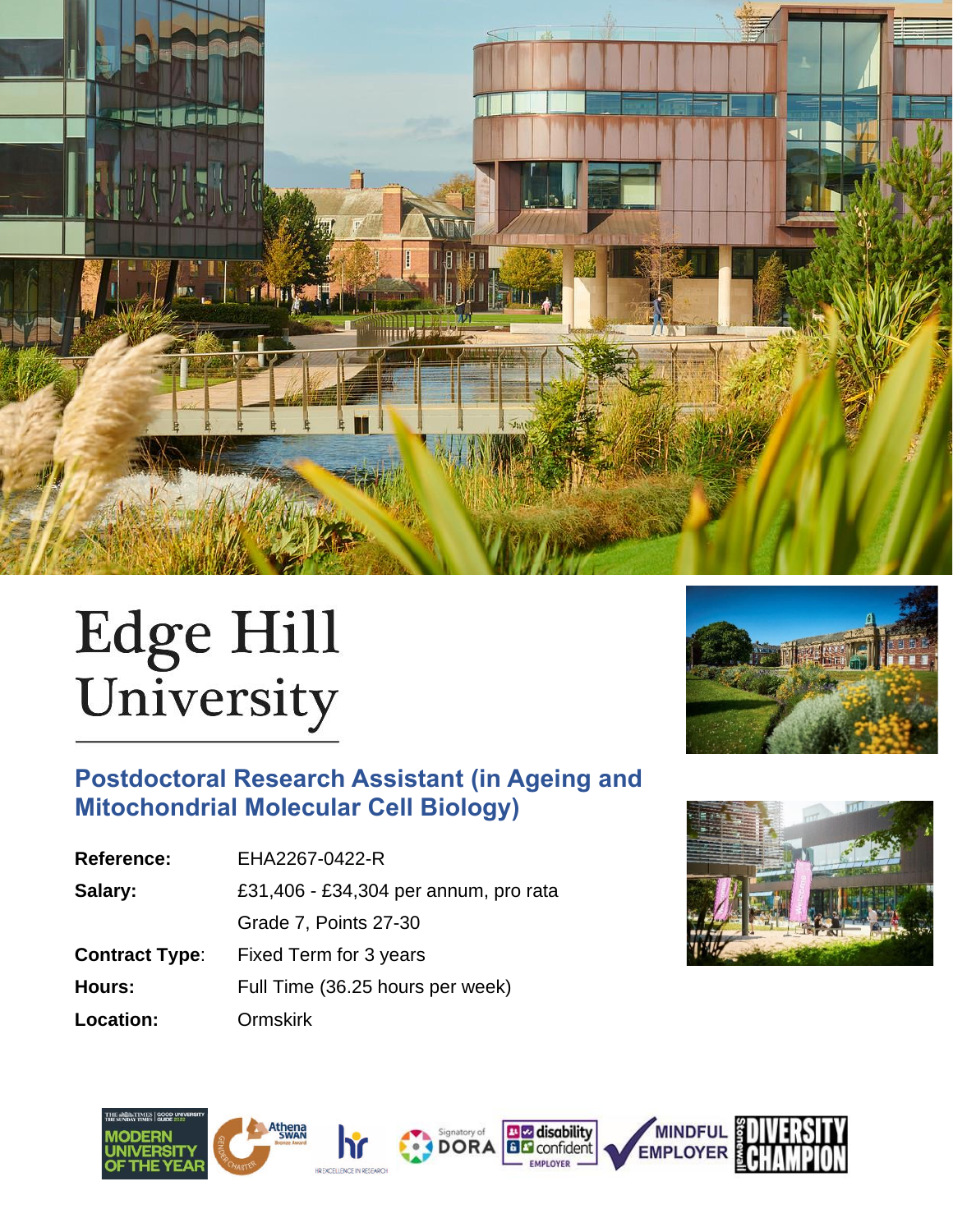# Edge Hill University

## Postdoctoral Research Assistant (in Ageing and Mitochondrial Molecular Cell Biology)

| | |
|---|---|
| **Reference:** | EHA2267-0422-R |
| **Salary:** | £31,406 - £34,304 per annum, pro rata |
| | Grade 7, Points 27-30 |
| **Contract Type:** | Fixed Term for 3 years |
| **Hours:** | Full Time (36.25 hours per week) |
| **Location:** | Ormskirk |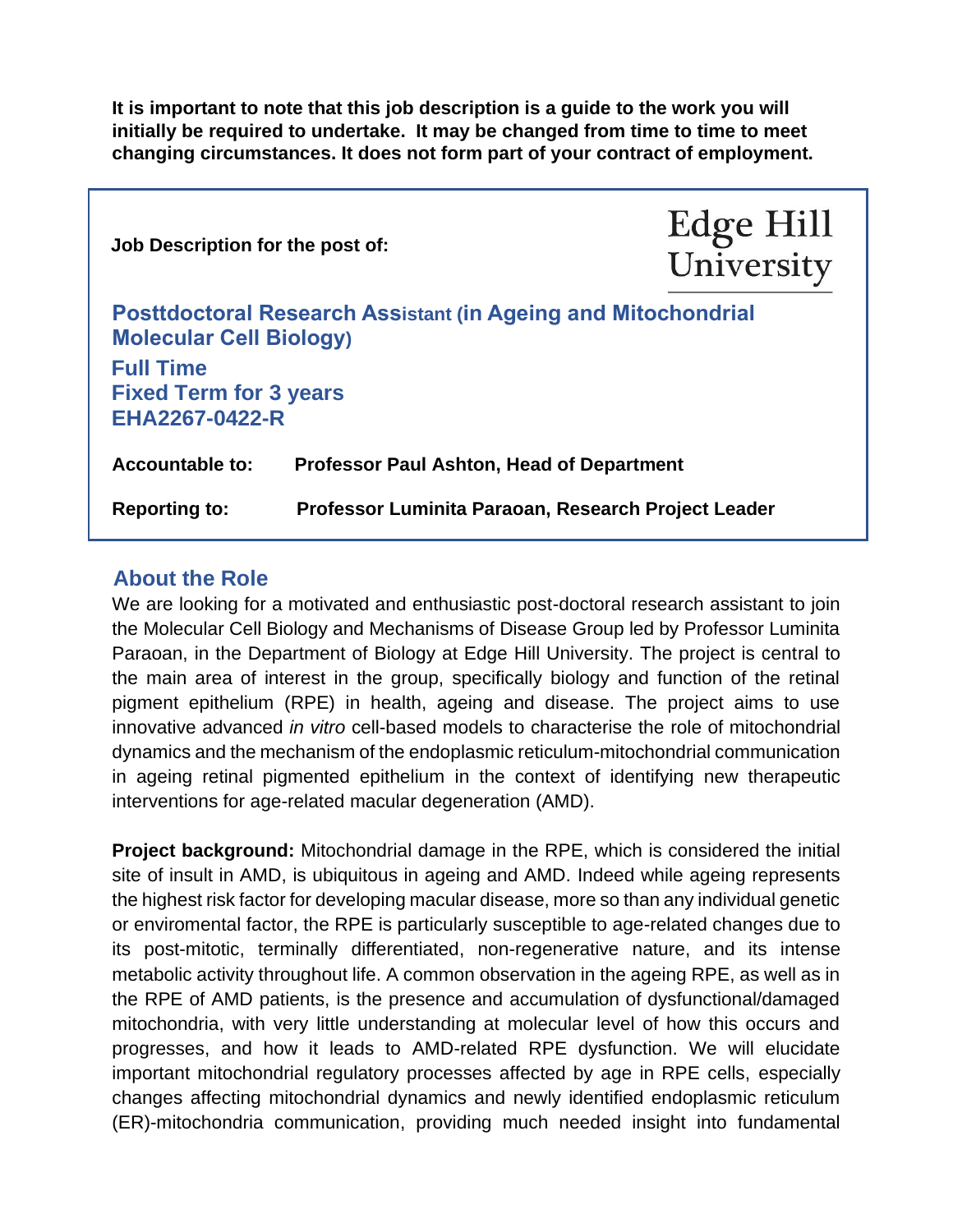**It is important to note that this job description is a guide to the work you will initially be required to undertake. It may be changed from time to time to meet changing circumstances. It does not form part of your contract of employment.**

**Job Description for the post of:**

Edge Hill University

## Posttdoctoral Research Assistant (in Ageing and Mitochondrial Molecular Cell Biology)

**Full Time**
**Fixed Term for 3 years**
**EHA2267-0422-R**

**Accountable to:** **Professor Paul Ashton, Head of Department**

**Reporting to:** **Professor Luminita Paraoan, Research Project Leader**

## About the Role

We are looking for a motivated and enthusiastic post-doctoral research assistant to join the Molecular Cell Biology and Mechanisms of Disease Group led by Professor Luminita Paraoan, in the Department of Biology at Edge Hill University. The project is central to the main area of interest in the group, specifically biology and function of the retinal pigment epithelium (RPE) in health, ageing and disease. The project aims to use innovative advanced *in vitro* cell-based models to characterise the role of mitochondrial dynamics and the mechanism of the endoplasmic reticulum-mitochondrial communication in ageing retinal pigmented epithelium in the context of identifying new therapeutic interventions for age-related macular degeneration (AMD).

**Project background:** Mitochondrial damage in the RPE, which is considered the initial site of insult in AMD, is ubiquitous in ageing and AMD. Indeed while ageing represents the highest risk factor for developing macular disease, more so than any individual genetic or enviromental factor, the RPE is particularly susceptible to age-related changes due to its post-mitotic, terminally differentiated, non-regenerative nature, and its intense metabolic activity throughout life. A common observation in the ageing RPE, as well as in the RPE of AMD patients, is the presence and accumulation of dysfunctional/damaged mitochondria, with very little understanding at molecular level of how this occurs and progresses, and how it leads to AMD-related RPE dysfunction. We will elucidate important mitochondrial regulatory processes affected by age in RPE cells, especially changes affecting mitochondrial dynamics and newly identified endoplasmic reticulum (ER)-mitochondria communication, providing much needed insight into fundamental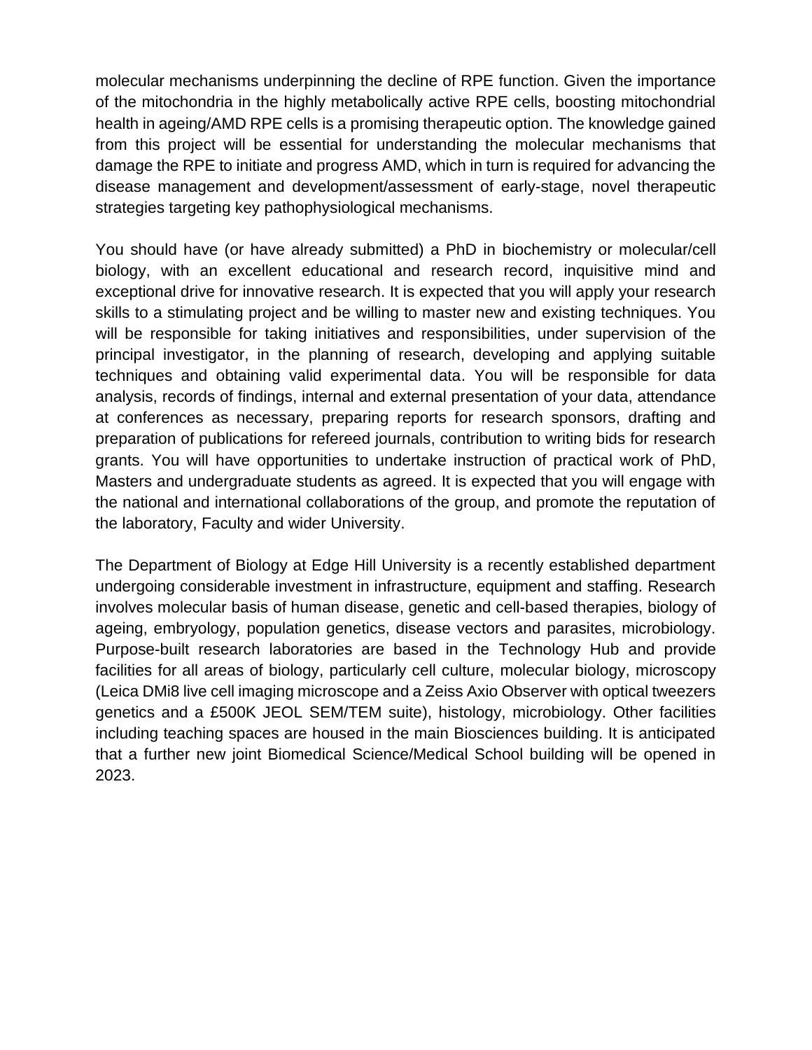molecular mechanisms underpinning the decline of RPE function. Given the importance of the mitochondria in the highly metabolically active RPE cells, boosting mitochondrial health in ageing/AMD RPE cells is a promising therapeutic option. The knowledge gained from this project will be essential for understanding the molecular mechanisms that damage the RPE to initiate and progress AMD, which in turn is required for advancing the disease management and development/assessment of early-stage, novel therapeutic strategies targeting key pathophysiological mechanisms.

You should have (or have already submitted) a PhD in biochemistry or molecular/cell biology, with an excellent educational and research record, inquisitive mind and exceptional drive for innovative research. It is expected that you will apply your research skills to a stimulating project and be willing to master new and existing techniques. You will be responsible for taking initiatives and responsibilities, under supervision of the principal investigator, in the planning of research, developing and applying suitable techniques and obtaining valid experimental data. You will be responsible for data analysis, records of findings, internal and external presentation of your data, attendance at conferences as necessary, preparing reports for research sponsors, drafting and preparation of publications for refereed journals, contribution to writing bids for research grants. You will have opportunities to undertake instruction of practical work of PhD, Masters and undergraduate students as agreed. It is expected that you will engage with the national and international collaborations of the group, and promote the reputation of the laboratory, Faculty and wider University.

The Department of Biology at Edge Hill University is a recently established department undergoing considerable investment in infrastructure, equipment and staffing. Research involves molecular basis of human disease, genetic and cell-based therapies, biology of ageing, embryology, population genetics, disease vectors and parasites, microbiology. Purpose-built research laboratories are based in the Technology Hub and provide facilities for all areas of biology, particularly cell culture, molecular biology, microscopy (Leica DMi8 live cell imaging microscope and a Zeiss Axio Observer with optical tweezers genetics and a £500K JEOL SEM/TEM suite), histology, microbiology. Other facilities including teaching spaces are housed in the main Biosciences building. It is anticipated that a further new joint Biomedical Science/Medical School building will be opened in 2023.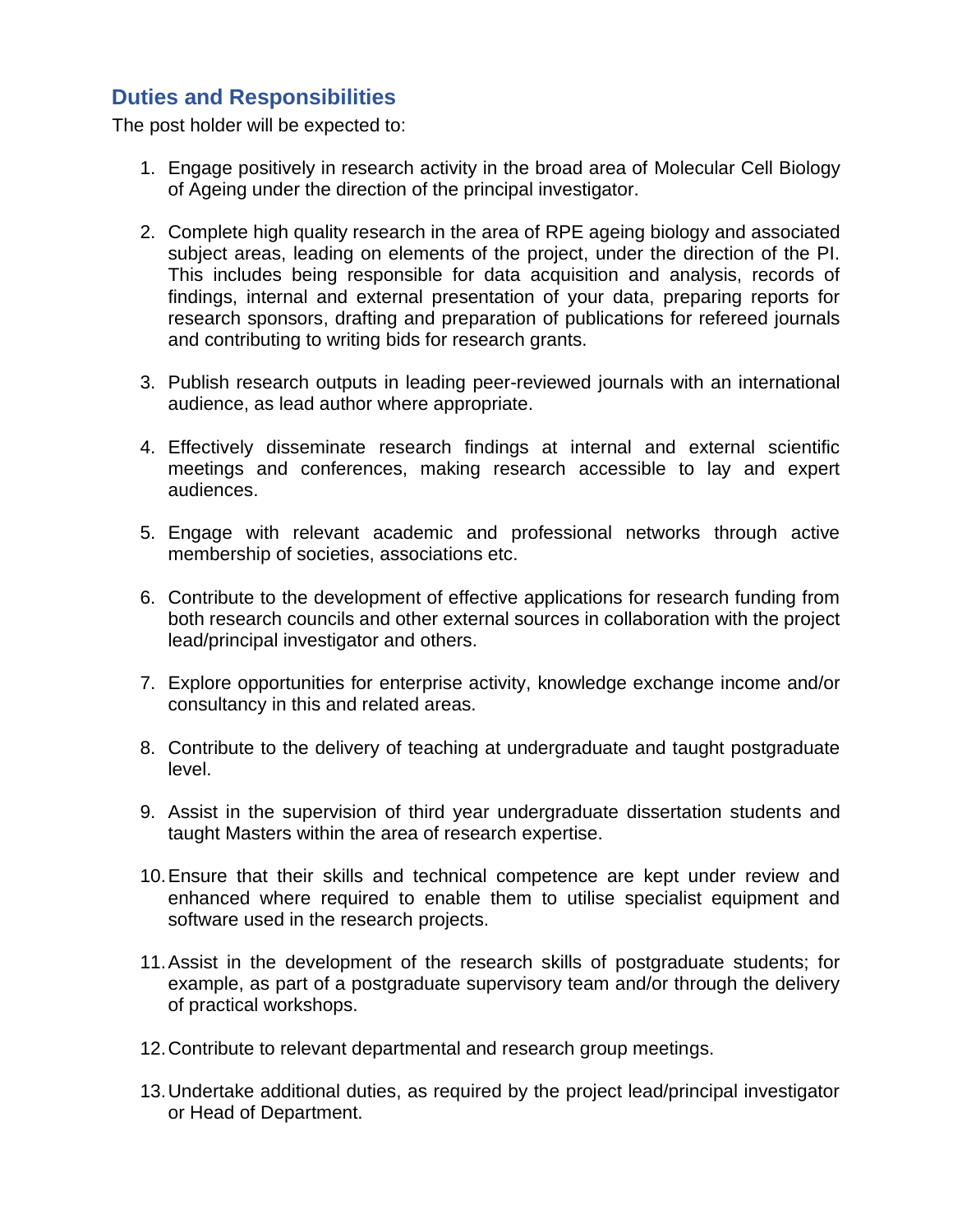## Duties and Responsibilities

The post holder will be expected to:

1. Engage positively in research activity in the broad area of Molecular Cell Biology of Ageing under the direction of the principal investigator.

2. Complete high quality research in the area of RPE ageing biology and associated subject areas, leading on elements of the project, under the direction of the PI. This includes being responsible for data acquisition and analysis, records of findings, internal and external presentation of your data, preparing reports for research sponsors, drafting and preparation of publications for refereed journals and contributing to writing bids for research grants.

3. Publish research outputs in leading peer-reviewed journals with an international audience, as lead author where appropriate.

4. Effectively disseminate research findings at internal and external scientific meetings and conferences, making research accessible to lay and expert audiences.

5. Engage with relevant academic and professional networks through active membership of societies, associations etc.

6. Contribute to the development of effective applications for research funding from both research councils and other external sources in collaboration with the project lead/principal investigator and others.

7. Explore opportunities for enterprise activity, knowledge exchange income and/or consultancy in this and related areas.

8. Contribute to the delivery of teaching at undergraduate and taught postgraduate level.

9. Assist in the supervision of third year undergraduate dissertation students and taught Masters within the area of research expertise.

10. Ensure that their skills and technical competence are kept under review and enhanced where required to enable them to utilise specialist equipment and software used in the research projects.

11. Assist in the development of the research skills of postgraduate students; for example, as part of a postgraduate supervisory team and/or through the delivery of practical workshops.

12. Contribute to relevant departmental and research group meetings.

13. Undertake additional duties, as required by the project lead/principal investigator or Head of Department.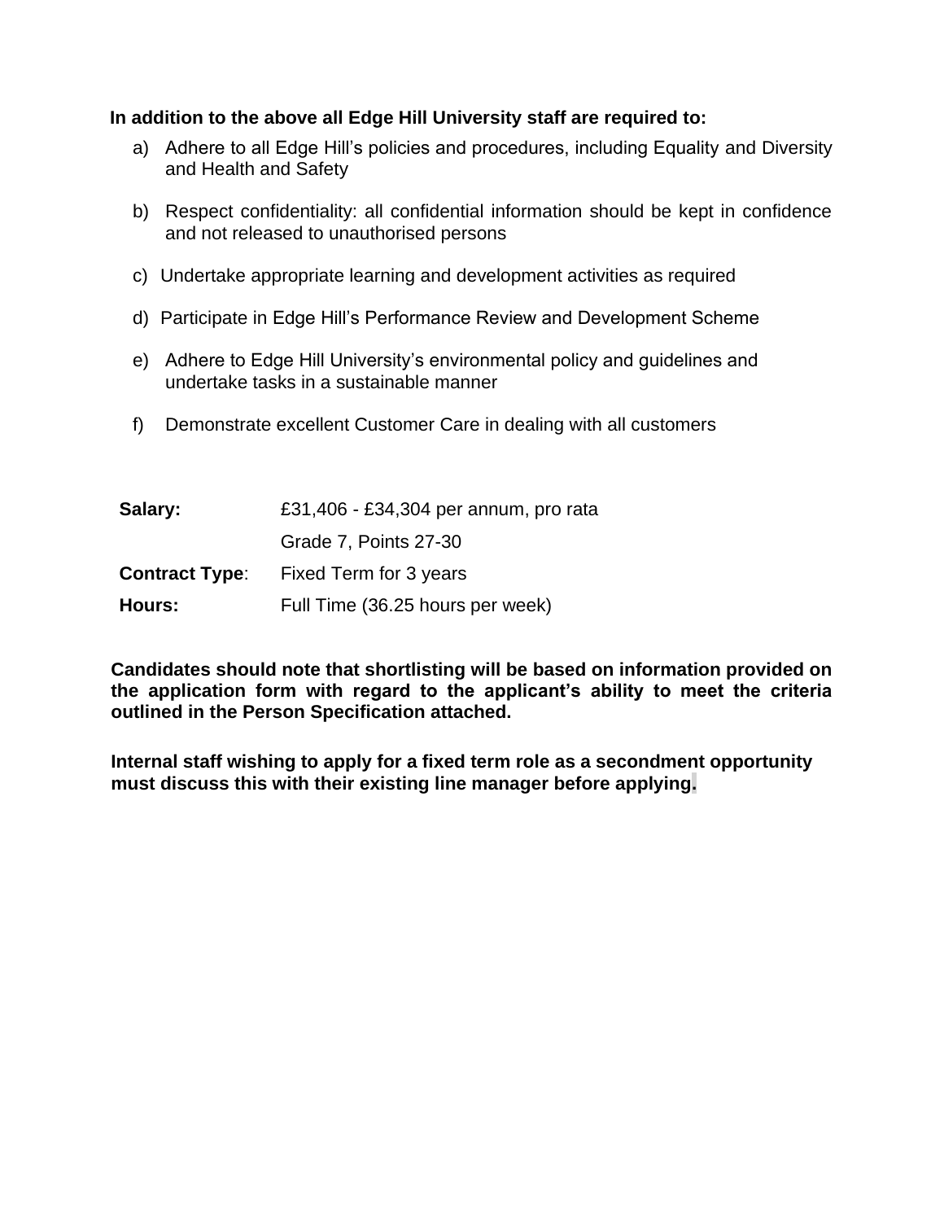**In addition to the above all Edge Hill University staff are required to:**

a) Adhere to all Edge Hill's policies and procedures, including Equality and Diversity and Health and Safety

b) Respect confidentiality: all confidential information should be kept in confidence and not released to unauthorised persons

c) Undertake appropriate learning and development activities as required

d) Participate in Edge Hill's Performance Review and Development Scheme

e) Adhere to Edge Hill University's environmental policy and guidelines and undertake tasks in a sustainable manner

f) Demonstrate excellent Customer Care in dealing with all customers

| | |
|---|---|
| **Salary:** | £31,406 - £34,304 per annum, pro rata |
| | Grade 7, Points 27-30 |
| **Contract Type**: | Fixed Term for 3 years |
| **Hours:** | Full Time (36.25 hours per week) |

**Candidates should note that shortlisting will be based on information provided on the application form with regard to the applicant's ability to meet the criteria outlined in the Person Specification attached.**

**Internal staff wishing to apply for a fixed term role as a secondment opportunity must discuss this with their existing line manager before applying.**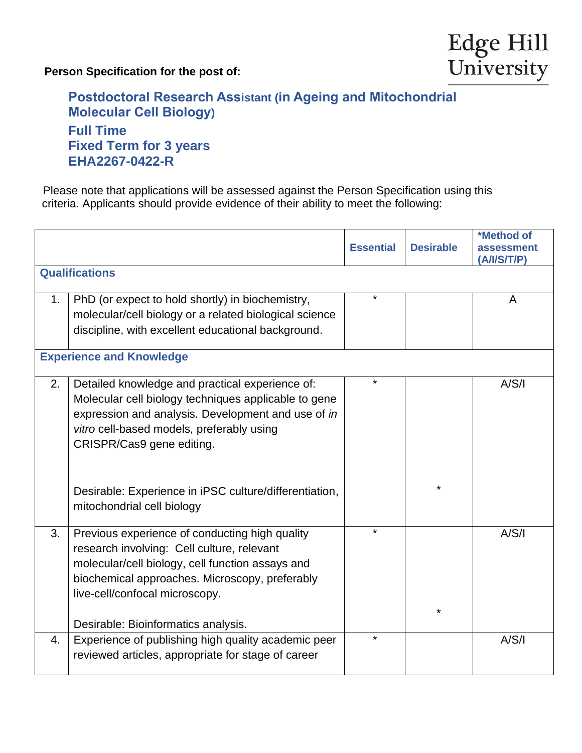Edge Hill University

**Person Specification for the post of:**

## Postdoctoral Research Assistant (in Ageing and Mitochondrial Molecular Cell Biology)
## Full Time
## Fixed Term for 3 years
## EHA2267-0422-R

Please note that applications will be assessed against the Person Specification using this criteria. Applicants should provide evidence of their ability to meet the following:

| | | Essential | Desirable | *Method of assessment (A/I/S/T/P) |
|---|---|---|---|---|
| **Qualifications** | | | | |
| 1. | PhD (or expect to hold shortly) in biochemistry, molecular/cell biology or a related biological science discipline, with excellent educational background. | * | | A |
| **Experience and Knowledge** | | | | |
| 2. | Detailed knowledge and practical experience of: Molecular cell biology techniques applicable to gene expression and analysis. Development and use of *in vitro* cell-based models, preferably using CRISPR/Cas9 gene editing. | * | | A/S/I |
| | Desirable: Experience in iPSC culture/differentiation, mitochondrial cell biology | | * | |
| 3. | Previous experience of conducting high quality research involving: Cell culture, relevant molecular/cell biology, cell function assays and biochemical approaches. Microscopy, preferably live-cell/confocal microscopy. | * | | A/S/I |
| | Desirable: Bioinformatics analysis. | | * | |
| 4. | Experience of publishing high quality academic peer reviewed articles, appropriate for stage of career | * | | A/S/I |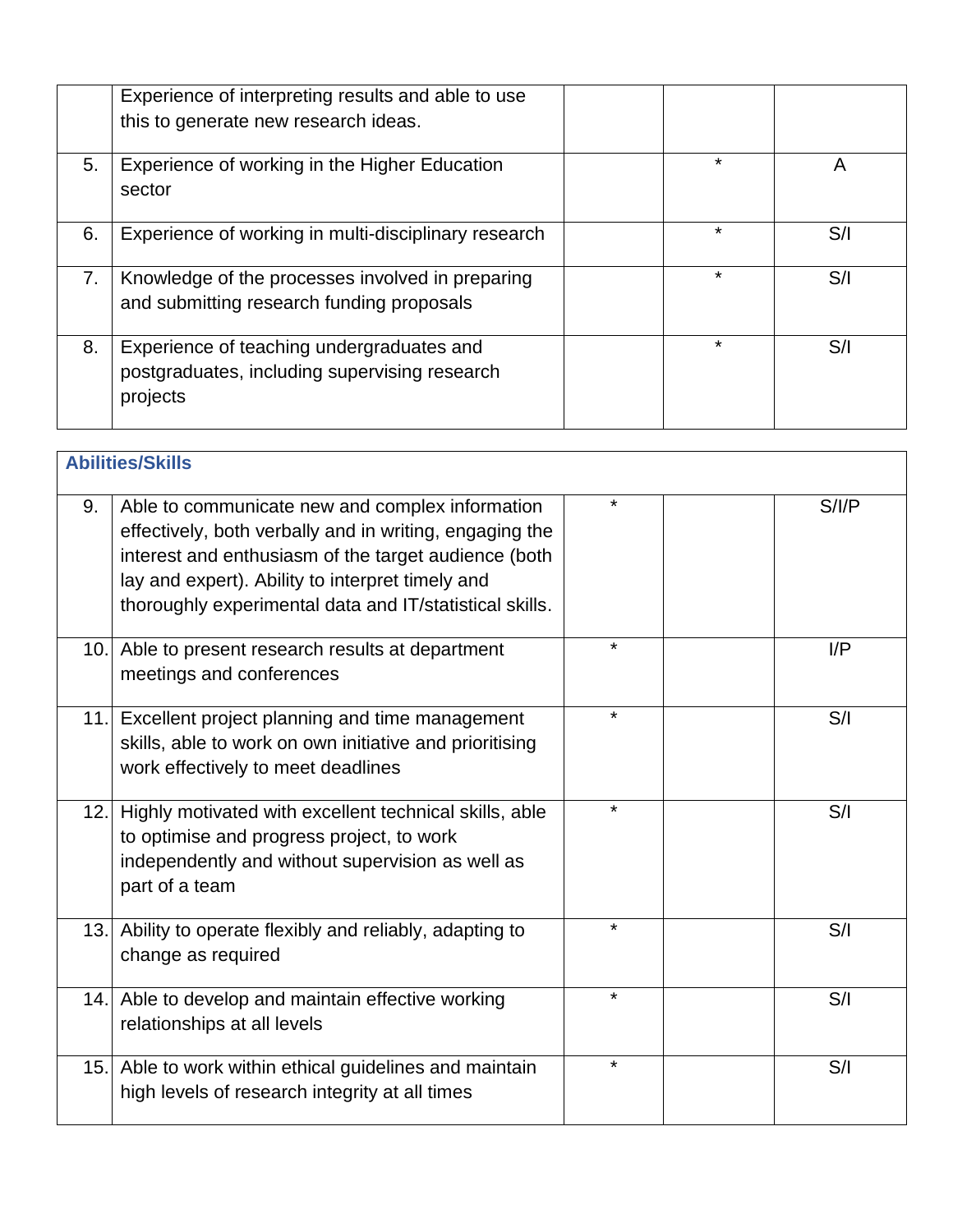| | | | | |
|---|---|---|---|---|
| | Experience of interpreting results and able to use this to generate new research ideas. | | | |
| 5. | Experience of working in the Higher Education sector | | * | A |
| 6. | Experience of working in multi-disciplinary research | | * | S/I |
| 7. | Knowledge of the processes involved in preparing and submitting research funding proposals | | * | S/I |
| 8. | Experience of teaching undergraduates and postgraduates, including supervising research projects | | * | S/I |

| **Abilities/Skills** | | | | |
|---|---|---|---|---|
| 9. | Able to communicate new and complex information effectively, both verbally and in writing, engaging the interest and enthusiasm of the target audience (both lay and expert). Ability to interpret timely and thoroughly experimental data and IT/statistical skills. | * | | S/I/P |
| 10. | Able to present research results at department meetings and conferences | * | | I/P |
| 11. | Excellent project planning and time management skills, able to work on own initiative and prioritising work effectively to meet deadlines | * | | S/I |
| 12. | Highly motivated with excellent technical skills, able to optimise and progress project, to work independently and without supervision as well as part of a team | * | | S/I |
| 13. | Ability to operate flexibly and reliably, adapting to change as required | * | | S/I |
| 14. | Able to develop and maintain effective working relationships at all levels | * | | S/I |
| 15. | Able to work within ethical guidelines and maintain high levels of research integrity at all times | * | | S/I |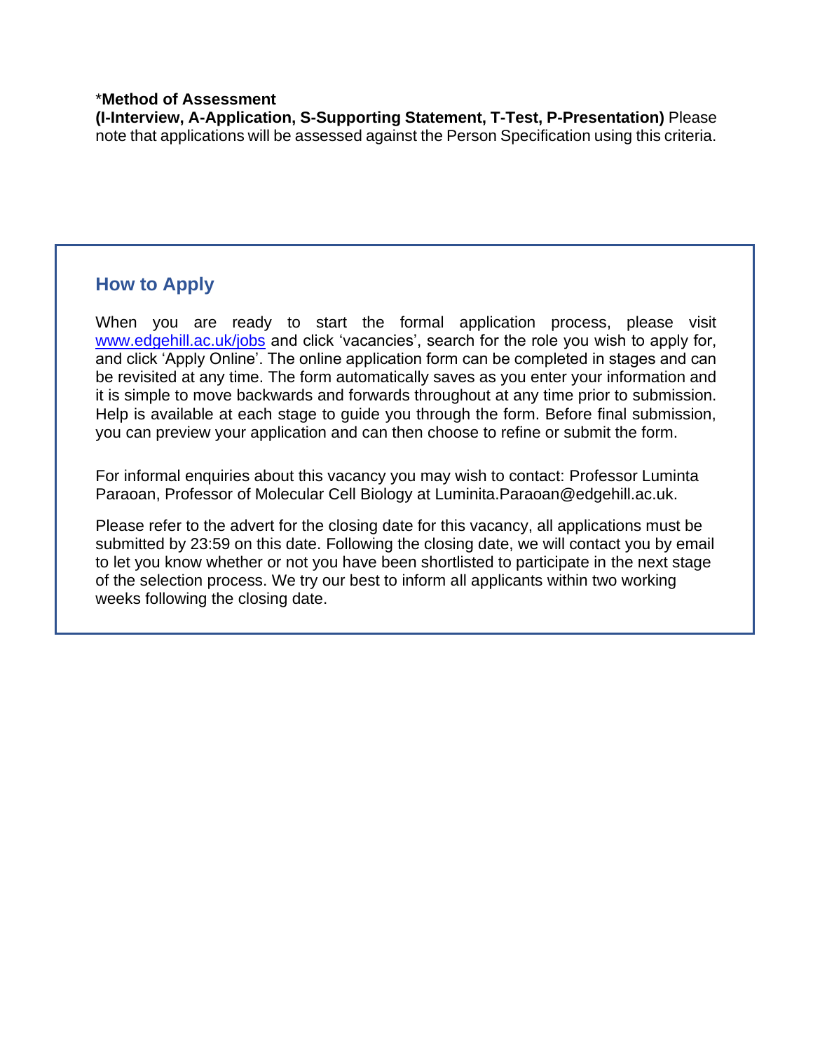*Method of Assessment
**(I-Interview, A-Application, S-Supporting Statement, T-Test, P-Presentation)** Please note that applications will be assessed against the Person Specification using this criteria.

## How to Apply

When you are ready to start the formal application process, please visit www.edgehill.ac.uk/jobs and click 'vacancies', search for the role you wish to apply for, and click 'Apply Online'. The online application form can be completed in stages and can be revisited at any time. The form automatically saves as you enter your information and it is simple to move backwards and forwards throughout at any time prior to submission. Help is available at each stage to guide you through the form. Before final submission, you can preview your application and can then choose to refine or submit the form.

For informal enquiries about this vacancy you may wish to contact: Professor Luminta Paraoan, Professor of Molecular Cell Biology at Luminita.Paraoan@edgehill.ac.uk.

Please refer to the advert for the closing date for this vacancy, all applications must be submitted by 23:59 on this date. Following the closing date, we will contact you by email to let you know whether or not you have been shortlisted to participate in the next stage of the selection process. We try our best to inform all applicants within two working weeks following the closing date.